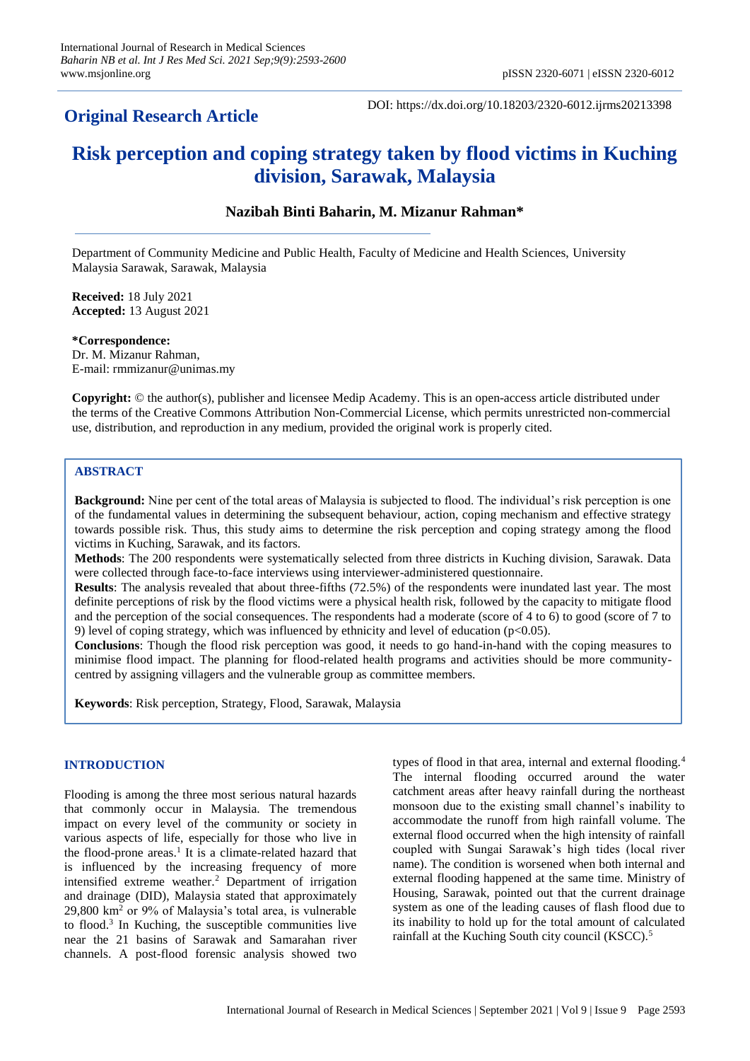## Original Research Article

DOI: https://dx.doi.org/10.18203/2320-6012.ijrms20213398

# Risk perception and coping strategy taken by flood victims in Kuching division, Sarawak, Malaysia

**Nazibah Binti Baharin, M. Mizanur Rahman***

Department of Community Medicine and Public Health, Faculty of Medicine and Health Sciences, University Malaysia Sarawak, Sarawak, Malaysia

**Received:** 18 July 2021
**Accepted:** 13 August 2021

**\*Correspondence:**
Dr. M. Mizanur Rahman,
E-mail: rmmizanur@unimas.my

**Copyright:** © the author(s), publisher and licensee Medip Academy. This is an open-access article distributed under the terms of the Creative Commons Attribution Non-Commercial License, which permits unrestricted non-commercial use, distribution, and reproduction in any medium, provided the original work is properly cited.

### ABSTRACT

**Background:** Nine per cent of the total areas of Malaysia is subjected to flood. The individual's risk perception is one of the fundamental values in determining the subsequent behaviour, action, coping mechanism and effective strategy towards possible risk. Thus, this study aims to determine the risk perception and coping strategy among the flood victims in Kuching, Sarawak, and its factors.

**Methods**: The 200 respondents were systematically selected from three districts in Kuching division, Sarawak. Data were collected through face-to-face interviews using interviewer-administered questionnaire.

**Results**: The analysis revealed that about three-fifths (72.5%) of the respondents were inundated last year. The most definite perceptions of risk by the flood victims were a physical health risk, followed by the capacity to mitigate flood and the perception of the social consequences. The respondents had a moderate (score of 4 to 6) to good (score of 7 to 9) level of coping strategy, which was influenced by ethnicity and level of education ($p<0.05$).

**Conclusions**: Though the flood risk perception was good, it needs to go hand-in-hand with the coping measures to minimise flood impact. The planning for flood-related health programs and activities should be more community-centred by assigning villagers and the vulnerable group as committee members.

**Keywords**: Risk perception, Strategy, Flood, Sarawak, Malaysia

## INTRODUCTION

Flooding is among the three most serious natural hazards that commonly occur in Malaysia. The tremendous impact on every level of the community or society in various aspects of life, especially for those who live in the flood-prone areas.[1] It is a climate-related hazard that is influenced by the increasing frequency of more intensified extreme weather.[2] Department of irrigation and drainage (DID), Malaysia stated that approximately 29,800 $km^2$ or 9% of Malaysia's total area, is vulnerable to flood.[3] In Kuching, the susceptible communities live near the 21 basins of Sarawak and Samarahan river channels. A post-flood forensic analysis showed two types of flood in that area, internal and external flooding.[4] The internal flooding occurred around the water catchment areas after heavy rainfall during the northeast monsoon due to the existing small channel's inability to accommodate the runoff from high rainfall volume. The external flood occurred when the high intensity of rainfall coupled with Sungai Sarawak's high tides (local river name). The condition is worsened when both internal and external flooding happened at the same time. Ministry of Housing, Sarawak, pointed out that the current drainage system as one of the leading causes of flash flood due to its inability to hold up for the total amount of calculated rainfall at the Kuching South city council (KSCC).[5]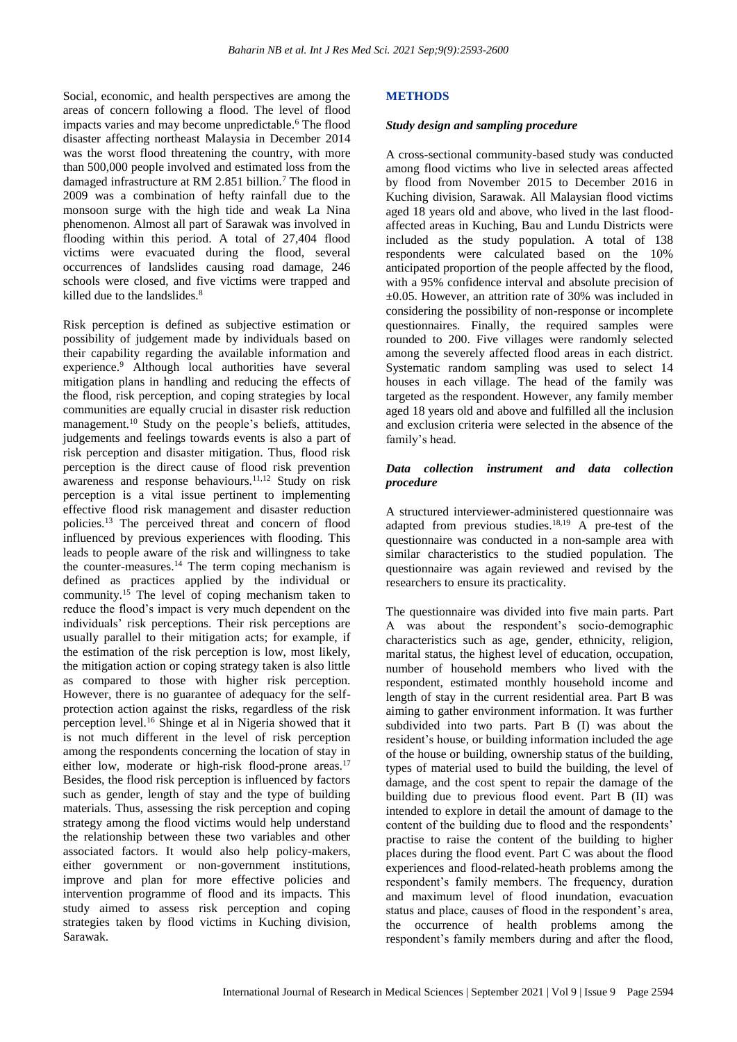Social, economic, and health perspectives are among the areas of concern following a flood. The level of flood impacts varies and may become unpredictable.[6] The flood disaster affecting northeast Malaysia in December 2014 was the worst flood threatening the country, with more than 500,000 people involved and estimated loss from the damaged infrastructure at RM 2.851 billion.[7] The flood in 2009 was a combination of hefty rainfall due to the monsoon surge with the high tide and weak La Nina phenomenon. Almost all part of Sarawak was involved in flooding within this period. A total of 27,404 flood victims were evacuated during the flood, several occurrences of landslides causing road damage, 246 schools were closed, and five victims were trapped and killed due to the landslides.[8]

Risk perception is defined as subjective estimation or possibility of judgement made by individuals based on their capability regarding the available information and experience.[9] Although local authorities have several mitigation plans in handling and reducing the effects of the flood, risk perception, and coping strategies by local communities are equally crucial in disaster risk reduction management.[10] Study on the people's beliefs, attitudes, judgements and feelings towards events is also a part of risk perception and disaster mitigation. Thus, flood risk perception is the direct cause of flood risk prevention awareness and response behaviours.[11,12] Study on risk perception is a vital issue pertinent to implementing effective flood risk management and disaster reduction policies.[13] The perceived threat and concern of flood influenced by previous experiences with flooding. This leads to people aware of the risk and willingness to take the counter-measures.[14] The term coping mechanism is defined as practices applied by the individual or community.[15] The level of coping mechanism taken to reduce the flood's impact is very much dependent on the individuals' risk perceptions. Their risk perceptions are usually parallel to their mitigation acts; for example, if the estimation of the risk perception is low, most likely, the mitigation action or coping strategy taken is also little as compared to those with higher risk perception. However, there is no guarantee of adequacy for the self-protection action against the risks, regardless of the risk perception level.[16] Shinge et al in Nigeria showed that it is not much different in the level of risk perception among the respondents concerning the location of stay in either low, moderate or high-risk flood-prone areas.[17] Besides, the flood risk perception is influenced by factors such as gender, length of stay and the type of building materials. Thus, assessing the risk perception and coping strategy among the flood victims would help understand the relationship between these two variables and other associated factors. It would also help policy-makers, either government or non-government institutions, improve and plan for more effective policies and intervention programme of flood and its impacts. This study aimed to assess risk perception and coping strategies taken by flood victims in Kuching division, Sarawak.

## METHODS

### Study design and sampling procedure

A cross-sectional community-based study was conducted among flood victims who live in selected areas affected by flood from November 2015 to December 2016 in Kuching division, Sarawak. All Malaysian flood victims aged 18 years old and above, who lived in the last flood-affected areas in Kuching, Bau and Lundu Districts were included as the study population. A total of 138 respondents were calculated based on the 10% anticipated proportion of the people affected by the flood, with a 95% confidence interval and absolute precision of ±0.05. However, an attrition rate of 30% was included in considering the possibility of non-response or incomplete questionnaires. Finally, the required samples were rounded to 200. Five villages were randomly selected among the severely affected flood areas in each district. Systematic random sampling was used to select 14 houses in each village. The head of the family was targeted as the respondent. However, any family member aged 18 years old and above and fulfilled all the inclusion and exclusion criteria were selected in the absence of the family's head.

### Data collection instrument and data collection procedure

A structured interviewer-administered questionnaire was adapted from previous studies.[18,19] A pre-test of the questionnaire was conducted in a non-sample area with similar characteristics to the studied population. The questionnaire was again reviewed and revised by the researchers to ensure its practicality.

The questionnaire was divided into five main parts. Part A was about the respondent's socio-demographic characteristics such as age, gender, ethnicity, religion, marital status, the highest level of education, occupation, number of household members who lived with the respondent, estimated monthly household income and length of stay in the current residential area. Part B was aiming to gather environment information. It was further subdivided into two parts. Part B (I) was about the resident's house, or building information included the age of the house or building, ownership status of the building, types of material used to build the building, the level of damage, and the cost spent to repair the damage of the building due to previous flood event. Part B (II) was intended to explore in detail the amount of damage to the content of the building due to flood and the respondents' practise to raise the content of the building to higher places during the flood event. Part C was about the flood experiences and flood-related-heath problems among the respondent's family members. The frequency, duration and maximum level of flood inundation, evacuation status and place, causes of flood in the respondent's area, the occurrence of health problems among the respondent's family members during and after the flood,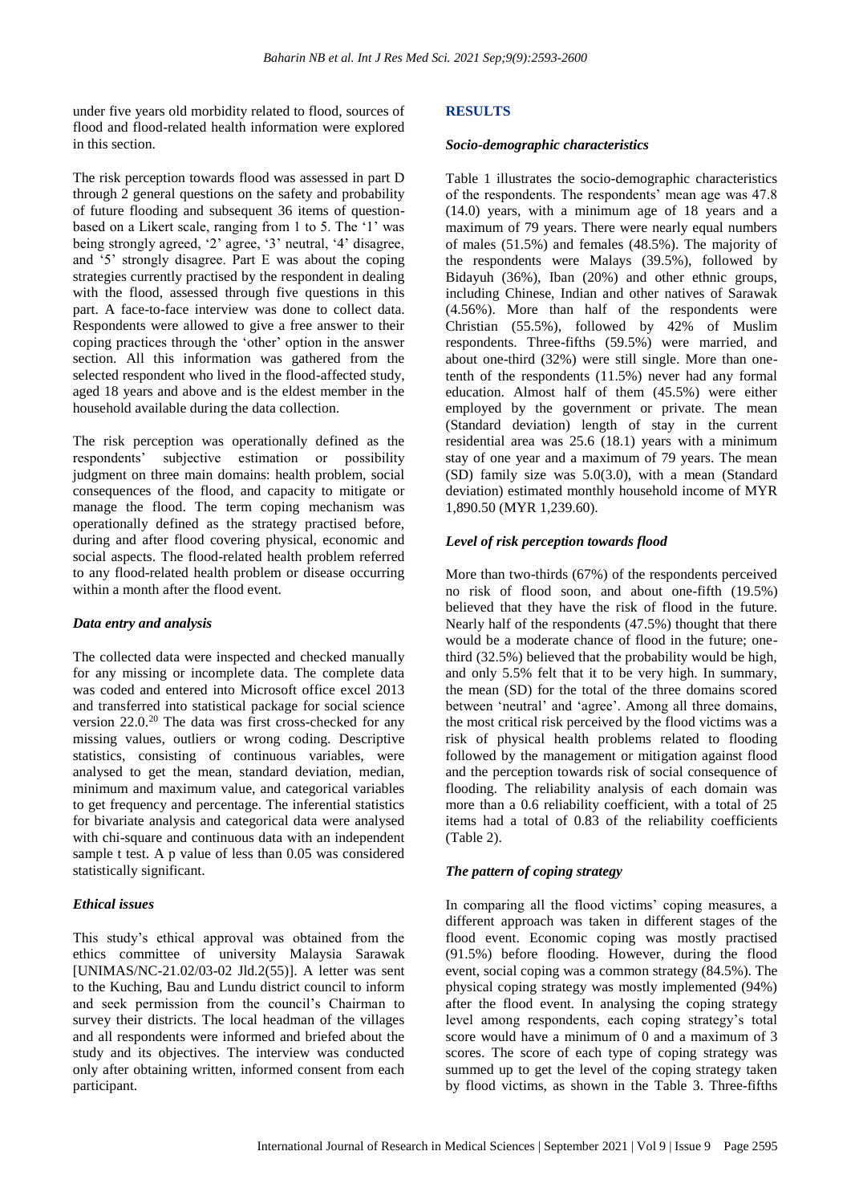under five years old morbidity related to flood, sources of flood and flood-related health information were explored in this section.

The risk perception towards flood was assessed in part D through 2 general questions on the safety and probability of future flooding and subsequent 36 items of question-based on a Likert scale, ranging from 1 to 5. The '1' was being strongly agreed, '2' agree, '3' neutral, '4' disagree, and '5' strongly disagree. Part E was about the coping strategies currently practised by the respondent in dealing with the flood, assessed through five questions in this part. A face-to-face interview was done to collect data. Respondents were allowed to give a free answer to their coping practices through the 'other' option in the answer section. All this information was gathered from the selected respondent who lived in the flood-affected study, aged 18 years and above and is the eldest member in the household available during the data collection.

The risk perception was operationally defined as the respondents' subjective estimation or possibility judgment on three main domains: health problem, social consequences of the flood, and capacity to mitigate or manage the flood. The term coping mechanism was operationally defined as the strategy practised before, during and after flood covering physical, economic and social aspects. The flood-related health problem referred to any flood-related health problem or disease occurring within a month after the flood event.

### *Data entry and analysis*

The collected data were inspected and checked manually for any missing or incomplete data. The complete data was coded and entered into Microsoft office excel 2013 and transferred into statistical package for social science version 22.0.[20] The data was first cross-checked for any missing values, outliers or wrong coding. Descriptive statistics, consisting of continuous variables, were analysed to get the mean, standard deviation, median, minimum and maximum value, and categorical variables to get frequency and percentage. The inferential statistics for bivariate analysis and categorical data were analysed with chi-square and continuous data with an independent sample t test. A p value of less than 0.05 was considered statistically significant.

### *Ethical issues*

This study's ethical approval was obtained from the ethics committee of university Malaysia Sarawak [UNIMAS/NC-21.02/03-02 Jld.2(55)]. A letter was sent to the Kuching, Bau and Lundu district council to inform and seek permission from the council's Chairman to survey their districts. The local headman of the villages and all respondents were informed and briefed about the study and its objectives. The interview was conducted only after obtaining written, informed consent from each participant.

## **RESULTS**

### *Socio-demographic characteristics*

Table 1 illustrates the socio-demographic characteristics of the respondents. The respondents' mean age was 47.8 (14.0) years, with a minimum age of 18 years and a maximum of 79 years. There were nearly equal numbers of males (51.5%) and females (48.5%). The majority of the respondents were Malays (39.5%), followed by Bidayuh (36%), Iban (20%) and other ethnic groups, including Chinese, Indian and other natives of Sarawak (4.56%). More than half of the respondents were Christian (55.5%), followed by 42% of Muslim respondents. Three-fifths (59.5%) were married, and about one-third (32%) were still single. More than one-tenth of the respondents (11.5%) never had any formal education. Almost half of them (45.5%) were either employed by the government or private. The mean (Standard deviation) length of stay in the current residential area was 25.6 (18.1) years with a minimum stay of one year and a maximum of 79 years. The mean (SD) family size was 5.0(3.0), with a mean (Standard deviation) estimated monthly household income of MYR 1,890.50 (MYR 1,239.60).

### *Level of risk perception towards flood*

More than two-thirds (67%) of the respondents perceived no risk of flood soon, and about one-fifth (19.5%) believed that they have the risk of flood in the future. Nearly half of the respondents (47.5%) thought that there would be a moderate chance of flood in the future; one-third (32.5%) believed that the probability would be high, and only 5.5% felt that it to be very high. In summary, the mean (SD) for the total of the three domains scored between 'neutral' and 'agree'. Among all three domains, the most critical risk perceived by the flood victims was a risk of physical health problems related to flooding followed by the management or mitigation against flood and the perception towards risk of social consequence of flooding. The reliability analysis of each domain was more than a 0.6 reliability coefficient, with a total of 25 items had a total of 0.83 of the reliability coefficients (Table 2).

### *The pattern of coping strategy*

In comparing all the flood victims' coping measures, a different approach was taken in different stages of the flood event. Economic coping was mostly practised (91.5%) before flooding. However, during the flood event, social coping was a common strategy (84.5%). The physical coping strategy was mostly implemented (94%) after the flood event. In analysing the coping strategy level among respondents, each coping strategy's total score would have a minimum of 0 and a maximum of 3 scores. The score of each type of coping strategy was summed up to get the level of the coping strategy taken by flood victims, as shown in the Table 3. Three-fifths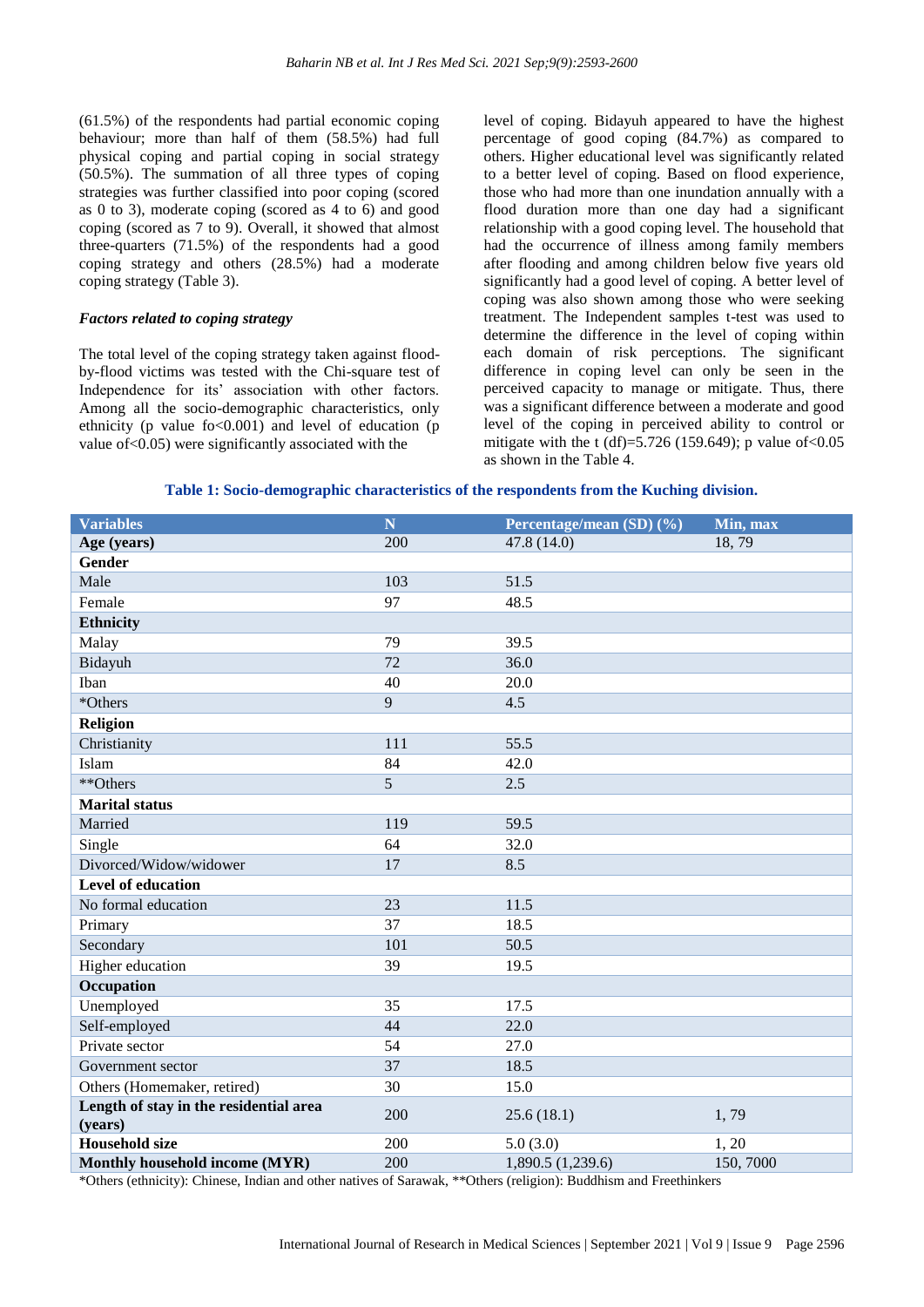(61.5%) of the respondents had partial economic coping behaviour; more than half of them (58.5%) had full physical coping and partial coping in social strategy (50.5%). The summation of all three types of coping strategies was further classified into poor coping (scored as 0 to 3), moderate coping (scored as 4 to 6) and good coping (scored as 7 to 9). Overall, it showed that almost three-quarters (71.5%) of the respondents had a good coping strategy and others (28.5%) had a moderate coping strategy (Table 3).

### *Factors related to coping strategy*

The total level of the coping strategy taken against flood-by-flood victims was tested with the Chi-square test of Independence for its' association with other factors. Among all the socio-demographic characteristics, only ethnicity (p value fo<0.001) and level of education (p value of<0.05) were significantly associated with the level of coping. Bidayuh appeared to have the highest percentage of good coping (84.7%) as compared to others. Higher educational level was significantly related to a better level of coping. Based on flood experience, those who had more than one inundation annually with a flood duration more than one day had a significant relationship with a good coping level. The household that had the occurrence of illness among family members after flooding and among children below five years old significantly had a good level of coping. A better level of coping was also shown among those who were seeking treatment. The Independent samples t-test was used to determine the difference in the level of coping within each domain of risk perceptions. The significant difference in coping level can only be seen in the perceived capacity to manage or mitigate. Thus, there was a significant difference between a moderate and good level of the coping in perceived ability to control or mitigate with the t (df)=5.726 (159.649); p value of<0.05 as shown in the Table 4.

**Table 1: Socio-demographic characteristics of the respondents from the Kuching division.**

| Variables | N | Percentage/mean (SD) (%) | Min, max |
|---|---|---|---|
| **Age (years)** | 200 | 47.8 (14.0) | 18, 79 |
| **Gender** | | | |
| Male | 103 | 51.5 | |
| Female | 97 | 48.5 | |
| **Ethnicity** | | | |
| Malay | 79 | 39.5 | |
| Bidayuh | 72 | 36.0 | |
| Iban | 40 | 20.0 | |
| *Others | 9 | 4.5 | |
| **Religion** | | | |
| Christianity | 111 | 55.5 | |
| Islam | 84 | 42.0 | |
| **Others | 5 | 2.5 | |
| **Marital status** | | | |
| Married | 119 | 59.5 | |
| Single | 64 | 32.0 | |
| Divorced/Widow/widower | 17 | 8.5 | |
| **Level of education** | | | |
| No formal education | 23 | 11.5 | |
| Primary | 37 | 18.5 | |
| Secondary | 101 | 50.5 | |
| Higher education | 39 | 19.5 | |
| **Occupation** | | | |
| Unemployed | 35 | 17.5 | |
| Self-employed | 44 | 22.0 | |
| Private sector | 54 | 27.0 | |
| Government sector | 37 | 18.5 | |
| Others (Homemaker, retired) | 30 | 15.0 | |
| **Length of stay in the residential area (years)** | 200 | 25.6 (18.1) | 1, 79 |
| **Household size** | 200 | 5.0 (3.0) | 1, 20 |
| **Monthly household income (MYR)** | 200 | 1,890.5 (1,239.6) | 150, 7000 |

*Others (ethnicity): Chinese, Indian and other natives of Sarawak, **Others (religion): Buddhism and Freethinkers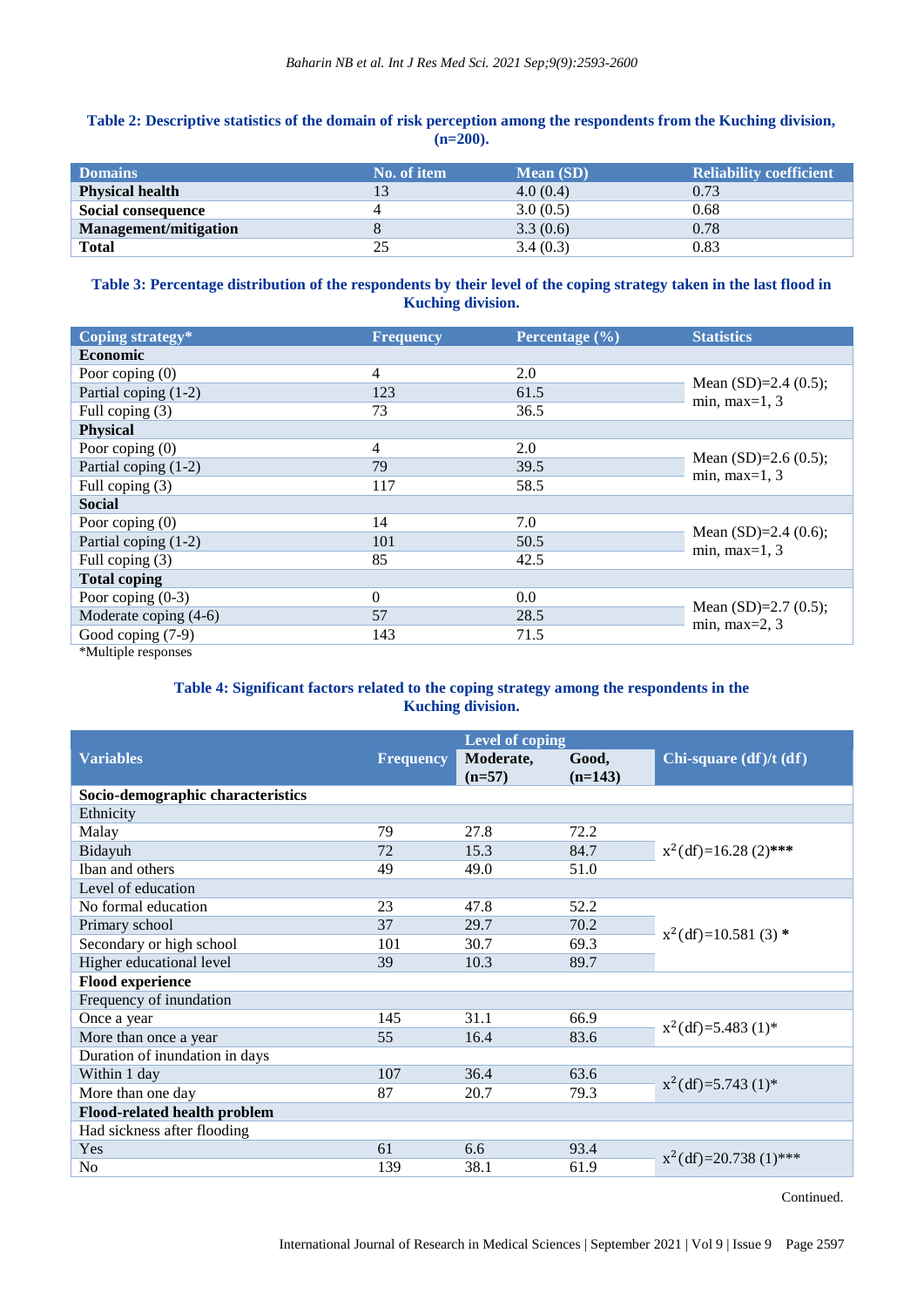**Table 2: Descriptive statistics of the domain of risk perception among the respondents from the Kuching division, (n=200).**

| Domains | No. of item | Mean (SD) | Reliability coefficient |
|---|---|---|---|
| **Physical health** | 13 | 4.0 (0.4) | 0.73 |
| **Social consequence** | 4 | 3.0 (0.5) | 0.68 |
| **Management/mitigation** | 8 | 3.3 (0.6) | 0.78 |
| **Total** | 25 | 3.4 (0.3) | 0.83 |

**Table 3: Percentage distribution of the respondents by their level of the coping strategy taken in the last flood in Kuching division.**

| Coping strategy* | Frequency | Percentage (%) | Statistics |
|---|---|---|---|
| **Economic** | | | |
| Poor coping (0) | 4 | 2.0 | Mean (SD)=2.4 (0.5); min, max=1, 3 |
| Partial coping (1-2) | 123 | 61.5 | |
| Full coping (3) | 73 | 36.5 | |
| **Physical** | | | |
| Poor coping (0) | 4 | 2.0 | Mean (SD)=2.6 (0.5); min, max=1, 3 |
| Partial coping (1-2) | 79 | 39.5 | |
| Full coping (3) | 117 | 58.5 | |
| **Social** | | | |
| Poor coping (0) | 14 | 7.0 | Mean (SD)=2.4 (0.6); min, max=1, 3 |
| Partial coping (1-2) | 101 | 50.5 | |
| Full coping (3) | 85 | 42.5 | |
| **Total coping** | | | |
| Poor coping (0-3) | 0 | 0.0 | Mean (SD)=2.7 (0.5); min, max=2, 3 |
| Moderate coping (4-6) | 57 | 28.5 | |
| Good coping (7-9) | 143 | 71.5 | |

*Multiple responses

**Table 4: Significant factors related to the coping strategy among the respondents in the Kuching division.**

| Variables | Frequency | Level of coping | | Chi-square (df)/t (df) |
|---|---|---|---|---|
| | | Moderate, (n=57) | Good, (n=143) | |
| **Socio-demographic characteristics** | | | | |
| Ethnicity | | | | |
| Malay | 79 | 27.8 | 72.2 | $x^2$(df)=16.28 (2)*** |
| Bidayuh | 72 | 15.3 | 84.7 | |
| Iban and others | 49 | 49.0 | 51.0 | |
| Level of education | | | | |
| No formal education | 23 | 47.8 | 52.2 | $x^2$(df)=10.581 (3) * |
| Primary school | 37 | 29.7 | 70.2 | |
| Secondary or high school | 101 | 30.7 | 69.3 | |
| Higher educational level | 39 | 10.3 | 89.7 | |
| **Flood experience** | | | | |
| Frequency of inundation | | | | |
| Once a year | 145 | 31.1 | 66.9 | $x^2$(df)=5.483 (1)* |
| More than once a year | 55 | 16.4 | 83.6 | |
| Duration of inundation in days | | | | |
| Within 1 day | 107 | 36.4 | 63.6 | $x^2$(df)=5.743 (1)* |
| More than one day | 87 | 20.7 | 79.3 | |
| **Flood-related health problem** | | | | |
| Had sickness after flooding | | | | |
| Yes | 61 | 6.6 | 93.4 | $x^2$(df)=20.738 (1)*** |
| No | 139 | 38.1 | 61.9 | |

Continued.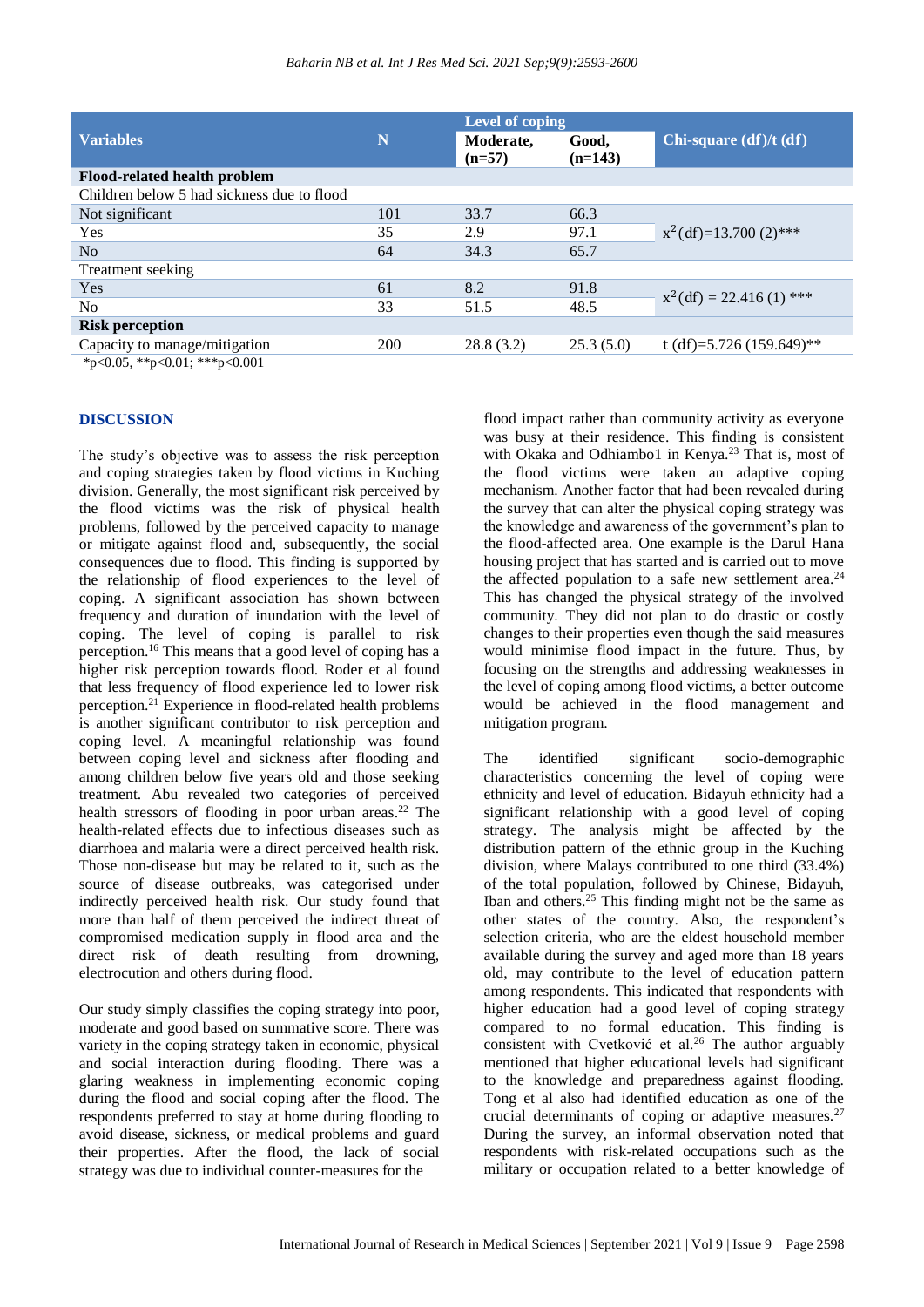| Variables | N | Level of coping | | Chi-square (df)/t (df) |
|---|---|---|---|---|
| | | Moderate, (n=57) | Good, (n=143) | |
| **Flood-related health problem** | | | | |
| Children below 5 had sickness due to flood | | | | |
| Not significant | 101 | 33.7 | 66.3 | $x^2$(df)=13.700 (2)*** |
| Yes | 35 | 2.9 | 97.1 | |
| No | 64 | 34.3 | 65.7 | |
| Treatment seeking | | | | |
| Yes | 61 | 8.2 | 91.8 | $x^2$(df) = 22.416 (1) *** |
| No | 33 | 51.5 | 48.5 | |
| **Risk perception** | | | | |
| Capacity to manage/mitigation | 200 | 28.8 (3.2) | 25.3 (5.0) | t (df)=5.726 (159.649)** |

*p<0.05, **p<0.01; ***p<0.001

## DISCUSSION

The study's objective was to assess the risk perception and coping strategies taken by flood victims in Kuching division. Generally, the most significant risk perceived by the flood victims was the risk of physical health problems, followed by the perceived capacity to manage or mitigate against flood and, subsequently, the social consequences due to flood. This finding is supported by the relationship of flood experiences to the level of coping. A significant association has shown between frequency and duration of inundation with the level of coping. The level of coping is parallel to risk perception.[16] This means that a good level of coping has a higher risk perception towards flood. Roder et al found that less frequency of flood experience led to lower risk perception.[21] Experience in flood-related health problems is another significant contributor to risk perception and coping level. A meaningful relationship was found between coping level and sickness after flooding and among children below five years old and those seeking treatment. Abu revealed two categories of perceived health stressors of flooding in poor urban areas.[22] The health-related effects due to infectious diseases such as diarrhoea and malaria were a direct perceived health risk. Those non-disease but may be related to it, such as the source of disease outbreaks, was categorised under indirectly perceived health risk. Our study found that more than half of them perceived the indirect threat of compromised medication supply in flood area and the direct risk of death resulting from drowning, electrocution and others during flood.

Our study simply classifies the coping strategy into poor, moderate and good based on summative score. There was variety in the coping strategy taken in economic, physical and social interaction during flooding. There was a glaring weakness in implementing economic coping during the flood and social coping after the flood. The respondents preferred to stay at home during flooding to avoid disease, sickness, or medical problems and guard their properties. After the flood, the lack of social strategy was due to individual counter-measures for the flood impact rather than community activity as everyone was busy at their residence. This finding is consistent with Okaka and Odhiambo1 in Kenya.[23] That is, most of the flood victims were taken an adaptive coping mechanism. Another factor that had been revealed during the survey that can alter the physical coping strategy was the knowledge and awareness of the government's plan to the flood-affected area. One example is the Darul Hana housing project that has started and is carried out to move the affected population to a safe new settlement area.[24] This has changed the physical strategy of the involved community. They did not plan to do drastic or costly changes to their properties even though the said measures would minimise flood impact in the future. Thus, by focusing on the strengths and addressing weaknesses in the level of coping among flood victims, a better outcome would be achieved in the flood management and mitigation program.

The identified significant socio-demographic characteristics concerning the level of coping were ethnicity and level of education. Bidayuh ethnicity had a significant relationship with a good level of coping strategy. The analysis might be affected by the distribution pattern of the ethnic group in the Kuching division, where Malays contributed to one third (33.4%) of the total population, followed by Chinese, Bidayuh, Iban and others.[25] This finding might not be the same as other states of the country. Also, the respondent's selection criteria, who are the eldest household member available during the survey and aged more than 18 years old, may contribute to the level of education pattern among respondents. This indicated that respondents with higher education had a good level of coping strategy compared to no formal education. This finding is consistent with Cvetković et al.[26] The author arguably mentioned that higher educational levels had significant to the knowledge and preparedness against flooding. Tong et al also had identified education as one of the crucial determinants of coping or adaptive measures.[27] During the survey, an informal observation noted that respondents with risk-related occupations such as the military or occupation related to a better knowledge of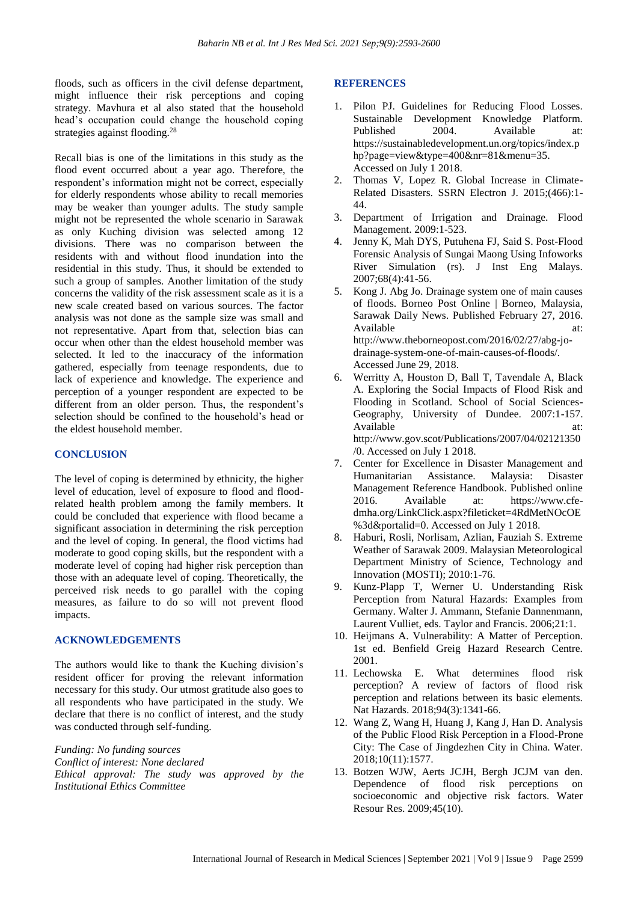floods, such as officers in the civil defense department, might influence their risk perceptions and coping strategy. Mavhura et al also stated that the household head's occupation could change the household coping strategies against flooding.[28]

Recall bias is one of the limitations in this study as the flood event occurred about a year ago. Therefore, the respondent's information might not be correct, especially for elderly respondents whose ability to recall memories may be weaker than younger adults. The study sample might not be represented the whole scenario in Sarawak as only Kuching division was selected among 12 divisions. There was no comparison between the residents with and without flood inundation into the residential in this study. Thus, it should be extended to such a group of samples. Another limitation of the study concerns the validity of the risk assessment scale as it is a new scale created based on various sources. The factor analysis was not done as the sample size was small and not representative. Apart from that, selection bias can occur when other than the eldest household member was selected. It led to the inaccuracy of the information gathered, especially from teenage respondents, due to lack of experience and knowledge. The experience and perception of a younger respondent are expected to be different from an older person. Thus, the respondent's selection should be confined to the household's head or the eldest household member.

## CONCLUSION

The level of coping is determined by ethnicity, the higher level of education, level of exposure to flood and flood-related health problem among the family members. It could be concluded that experience with flood became a significant association in determining the risk perception and the level of coping. In general, the flood victims had moderate to good coping skills, but the respondent with a moderate level of coping had higher risk perception than those with an adequate level of coping. Theoretically, the perceived risk needs to go parallel with the coping measures, as failure to do so will not prevent flood impacts.

## ACKNOWLEDGEMENTS

The authors would like to thank the Kuching division's resident officer for proving the relevant information necessary for this study. Our utmost gratitude also goes to all respondents who have participated in the study. We declare that there is no conflict of interest, and the study was conducted through self-funding.

*Funding: No funding sources*
*Conflict of interest: None declared*
*Ethical approval: The study was approved by the Institutional Ethics Committee*

## REFERENCES

1. Pilon PJ. Guidelines for Reducing Flood Losses. Sustainable Development Knowledge Platform. Published 2004. Available at: https://sustainabledevelopment.un.org/topics/index.php?page=view&type=400&nr=81&menu=35. Accessed on July 1 2018.
2. Thomas V, Lopez R. Global Increase in Climate-Related Disasters. SSRN Electron J. 2015;(466):1-44.
3. Department of Irrigation and Drainage. Flood Management. 2009:1-523.
4. Jenny K, Mah DYS, Putuhena FJ, Said S. Post-Flood Forensic Analysis of Sungai Maong Using Infoworks River Simulation (rs). J Inst Eng Malays. 2007;68(4):41-56.
5. Kong J. Abg Jo. Drainage system one of main causes of floods. Borneo Post Online | Borneo, Malaysia, Sarawak Daily News. Published February 27, 2016. Available at: http://www.theborneopost.com/2016/02/27/abg-jo-drainage-system-one-of-main-causes-of-floods/. Accessed June 29, 2018.
6. Werritty A, Houston D, Ball T, Tavendale A, Black A. Exploring the Social Impacts of Flood Risk and Flooding in Scotland. School of Social Sciences-Geography, University of Dundee. 2007:1-157. Available at: http://www.gov.scot/Publications/2007/04/02121350/0. Accessed on July 1 2018.
7. Center for Excellence in Disaster Management and Humanitarian Assistance. Malaysia: Disaster Management Reference Handbook. Published online 2016. Available at: https://www.cfe-dmha.org/LinkClick.aspx?fileticket=4RdMetNOcOE%3d&portalid=0. Accessed on July 1 2018.
8. Haburi, Rosli, Norlisam, Azlian, Fauziah S. Extreme Weather of Sarawak 2009. Malaysian Meteorological Department Ministry of Science, Technology and Innovation (MOSTI); 2010:1-76.
9. Kunz-Plapp T, Werner U. Understanding Risk Perception from Natural Hazards: Examples from Germany. Walter J. Ammann, Stefanie Dannenmann, Laurent Vulliet, eds. Taylor and Francis. 2006;21:1.
10. Heijmans A. Vulnerability: A Matter of Perception. 1st ed. Benfield Greig Hazard Research Centre. 2001.
11. Lechowska E. What determines flood risk perception? A review of factors of flood risk perception and relations between its basic elements. Nat Hazards. 2018;94(3):1341-66.
12. Wang Z, Wang H, Huang J, Kang J, Han D. Analysis of the Public Flood Risk Perception in a Flood-Prone City: The Case of Jingdezhen City in China. Water. 2018;10(11):1577.
13. Botzen WJW, Aerts JCJH, Bergh JCJM van den. Dependence of flood risk perceptions on socioeconomic and objective risk factors. Water Resour Res. 2009;45(10).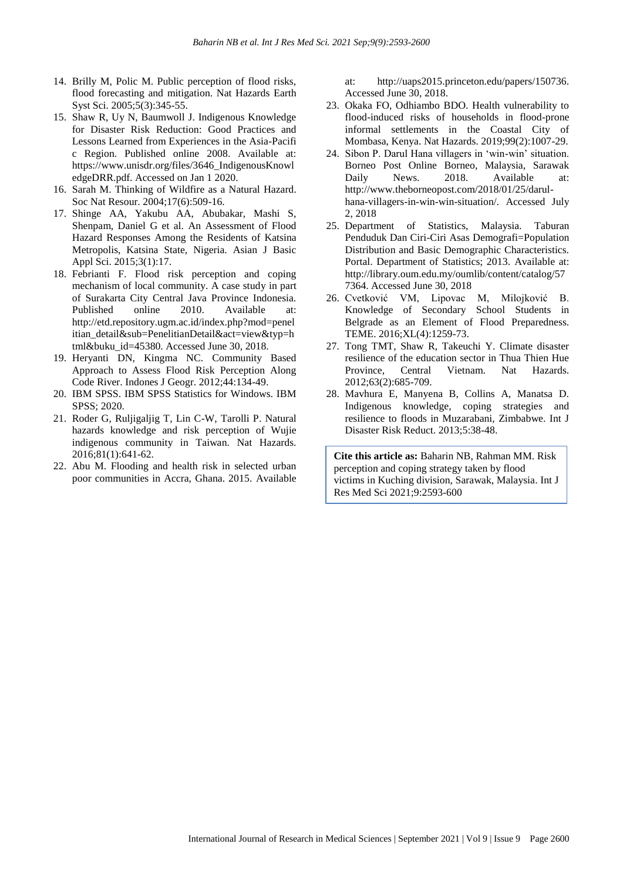14. Brilly M, Polic M. Public perception of flood risks, flood forecasting and mitigation. Nat Hazards Earth Syst Sci. 2005;5(3):345-55.
15. Shaw R, Uy N, Baumwoll J. Indigenous Knowledge for Disaster Risk Reduction: Good Practices and Lessons Learned from Experiences in the Asia-Pacific Region. Published online 2008. Available at: https://www.unisdr.org/files/3646_IndigenousKnowledgeDRR.pdf. Accessed on Jan 1 2020.
16. Sarah M. Thinking of Wildfire as a Natural Hazard. Soc Nat Resour. 2004;17(6):509-16.
17. Shinge AA, Yakubu AA, Abubakar, Mashi S, Shenpam, Daniel G et al. An Assessment of Flood Hazard Responses Among the Residents of Katsina Metropolis, Katsina State, Nigeria. Asian J Basic Appl Sci. 2015;3(1):17.
18. Febrianti F. Flood risk perception and coping mechanism of local community. A case study in part of Surakarta City Central Java Province Indonesia. Published online 2010. Available at: http://etd.repository.ugm.ac.id/index.php?mod=penelitian_detail&sub=PenelitianDetail&act=view&typ=html&buku_id=45380. Accessed June 30, 2018.
19. Heryanti DN, Kingma NC. Community Based Approach to Assess Flood Risk Perception Along Code River. Indones J Geogr. 2012;44:134-49.
20. IBM SPSS. IBM SPSS Statistics for Windows. IBM SPSS; 2020.
21. Roder G, Ruljigaljig T, Lin C-W, Tarolli P. Natural hazards knowledge and risk perception of Wujie indigenous community in Taiwan. Nat Hazards. 2016;81(1):641-62.
22. Abu M. Flooding and health risk in selected urban poor communities in Accra, Ghana. 2015. Available at: http://uaps2015.princeton.edu/papers/150736. Accessed June 30, 2018.
23. Okaka FO, Odhiambo BDO. Health vulnerability to flood-induced risks of households in flood-prone informal settlements in the Coastal City of Mombasa, Kenya. Nat Hazards. 2019;99(2):1007-29.
24. Sibon P. Darul Hana villagers in 'win-win' situation. Borneo Post Online Borneo, Malaysia, Sarawak Daily News. 2018. Available at: http://www.theborneopost.com/2018/01/25/darul-hana-villagers-in-win-win-situation/. Accessed July 2, 2018
25. Department of Statistics, Malaysia. Taburan Penduduk Dan Ciri-Ciri Asas Demografi=Population Distribution and Basic Demographic Characteristics. Portal. Department of Statistics; 2013. Available at: http://library.oum.edu.my/oumlib/content/catalog/577364. Accessed June 30, 2018
26. Cvetković VM, Lipovac M, Milojković B. Knowledge of Secondary School Students in Belgrade as an Element of Flood Preparedness. TEME. 2016;XL(4):1259-73.
27. Tong TMT, Shaw R, Takeuchi Y. Climate disaster resilience of the education sector in Thua Thien Hue Province, Central Vietnam. Nat Hazards. 2012;63(2):685-709.
28. Mavhura E, Manyena B, Collins A, Manatsa D. Indigenous knowledge, coping strategies and resilience to floods in Muzarabani, Zimbabwe. Int J Disaster Risk Reduct. 2013;5:38-48.

**Cite this article as:** Baharin NB, Rahman MM. Risk perception and coping strategy taken by flood victims in Kuching division, Sarawak, Malaysia. Int J Res Med Sci 2021;9:2593-600